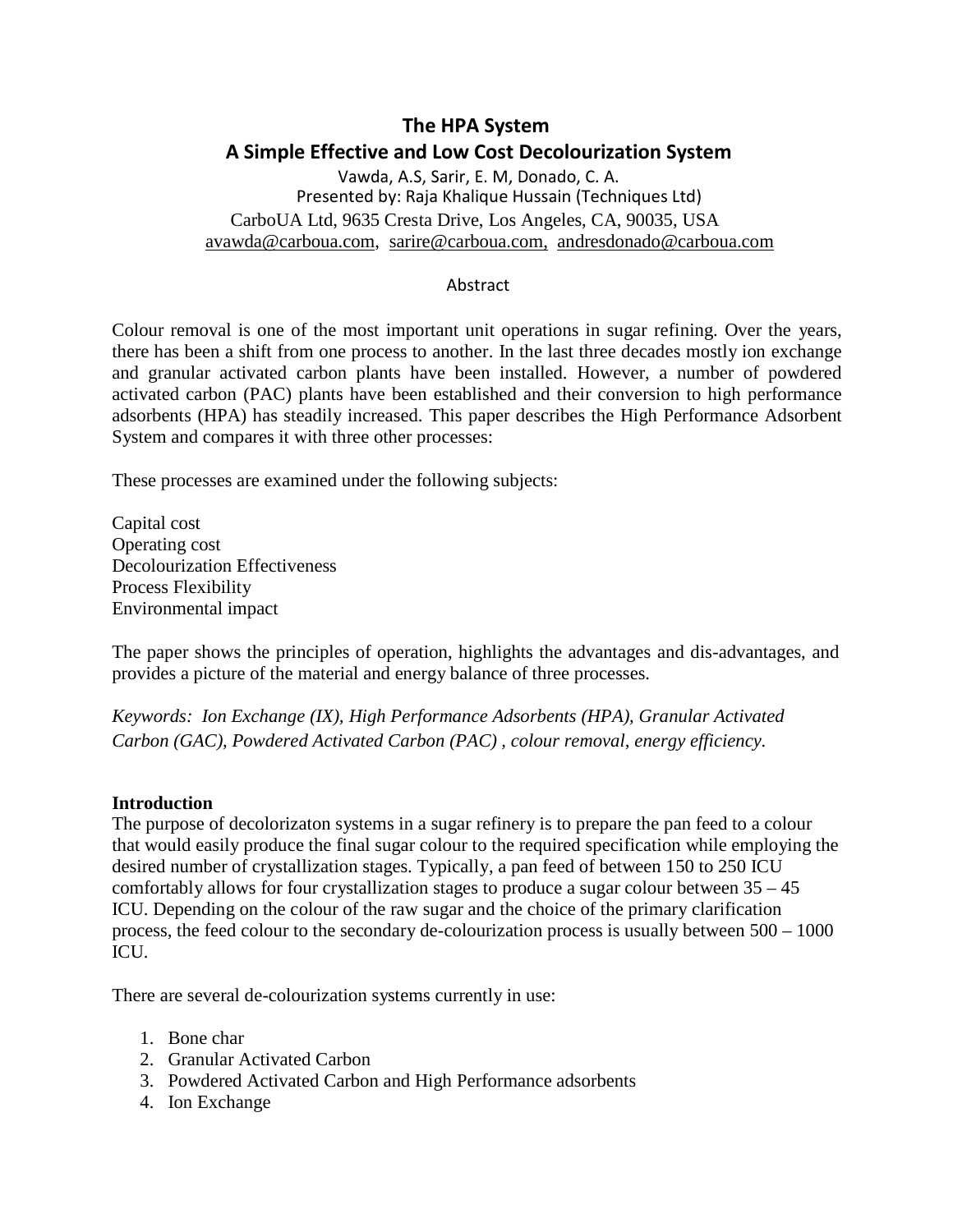# The HPA System

## A Simple Effective and Low Cost Decolourization System

Vawda, A.S, Sarir, E. M, Donado, C. A.
Presented by: Raja Khalique Hussain (Techniques Ltd)
CarboUA Ltd, 9635 Cresta Drive, Los Angeles, CA, 90035, USA
avawda@carboua.com, sarire@carboua.com, andresdonado@carboua.com

### Abstract

Colour removal is one of the most important unit operations in sugar refining. Over the years, there has been a shift from one process to another. In the last three decades mostly ion exchange and granular activated carbon plants have been installed. However, a number of powdered activated carbon (PAC) plants have been established and their conversion to high performance adsorbents (HPA) has steadily increased. This paper describes the High Performance Adsorbent System and compares it with three other processes:

These processes are examined under the following subjects:

Capital cost
Operating cost
Decolourization Effectiveness
Process Flexibility
Environmental impact

The paper shows the principles of operation, highlights the advantages and dis-advantages, and provides a picture of the material and energy balance of three processes.

*Keywords: Ion Exchange (IX), High Performance Adsorbents (HPA), Granular Activated Carbon (GAC), Powdered Activated Carbon (PAC) , colour removal, energy efficiency.*

**Introduction**

The purpose of decolorizaton systems in a sugar refinery is to prepare the pan feed to a colour that would easily produce the final sugar colour to the required specification while employing the desired number of crystallization stages. Typically, a pan feed of between 150 to 250 ICU comfortably allows for four crystallization stages to produce a sugar colour between 35 – 45 ICU. Depending on the colour of the raw sugar and the choice of the primary clarification process, the feed colour to the secondary de-colourization process is usually between 500 – 1000 ICU.

There are several de-colourization systems currently in use:

1. Bone char
2. Granular Activated Carbon
3. Powdered Activated Carbon and High Performance adsorbents
4. Ion Exchange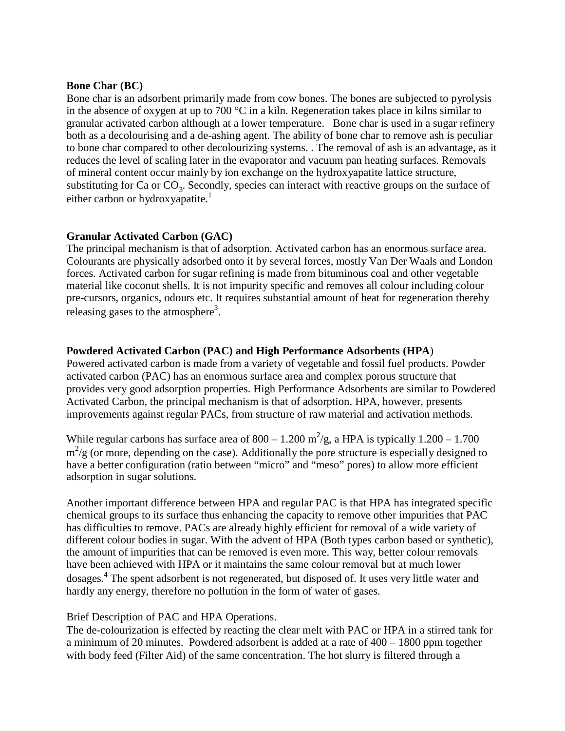**Bone Char (BC)**

Bone char is an adsorbent primarily made from cow bones. The bones are subjected to pyrolysis in the absence of oxygen at up to 700 °C in a kiln. Regeneration takes place in kilns similar to granular activated carbon although at a lower temperature. Bone char is used in a sugar refinery both as a decolourising and a de-ashing agent. The ability of bone char to remove ash is peculiar to bone char compared to other decolourizing systems. . The removal of ash is an advantage, as it reduces the level of scaling later in the evaporator and vacuum pan heating surfaces. Removals of mineral content occur mainly by ion exchange on the hydroxyapatite lattice structure, substituting for Ca or $CO_3$. Secondly, species can interact with reactive groups on the surface of either carbon or hydroxyapatite.[1]

**Granular Activated Carbon (GAC)**

The principal mechanism is that of adsorption. Activated carbon has an enormous surface area. Colourants are physically adsorbed onto it by several forces, mostly Van Der Waals and London forces. Activated carbon for sugar refining is made from bituminous coal and other vegetable material like coconut shells. It is not impurity specific and removes all colour including colour pre-cursors, organics, odours etc. It requires substantial amount of heat for regeneration thereby releasing gases to the atmosphere[3].

**Powdered Activated Carbon (PAC) and High Performance Adsorbents (HPA)**

Powered activated carbon is made from a variety of vegetable and fossil fuel products. Powder activated carbon (PAC) has an enormous surface area and complex porous structure that provides very good adsorption properties. High Performance Adsorbents are similar to Powdered Activated Carbon, the principal mechanism is that of adsorption. HPA, however, presents improvements against regular PACs, from structure of raw material and activation methods.

While regular carbons has surface area of 800 – 1.200 $m^2/g$, a HPA is typically 1.200 – 1.700 $m^2/g$ (or more, depending on the case). Additionally the pore structure is especially designed to have a better configuration (ratio between "micro" and "meso" pores) to allow more efficient adsorption in sugar solutions.

Another important difference between HPA and regular PAC is that HPA has integrated specific chemical groups to its surface thus enhancing the capacity to remove other impurities that PAC has difficulties to remove. PACs are already highly efficient for removal of a wide variety of different colour bodies in sugar. With the advent of HPA (Both types carbon based or synthetic), the amount of impurities that can be removed is even more. This way, better colour removals have been achieved with HPA or it maintains the same colour removal but at much lower dosages.[4] The spent adsorbent is not regenerated, but disposed of. It uses very little water and hardly any energy, therefore no pollution in the form of water of gases.

Brief Description of PAC and HPA Operations.

The de-colourization is effected by reacting the clear melt with PAC or HPA in a stirred tank for a minimum of 20 minutes. Powdered adsorbent is added at a rate of 400 – 1800 ppm together with body feed (Filter Aid) of the same concentration. The hot slurry is filtered through a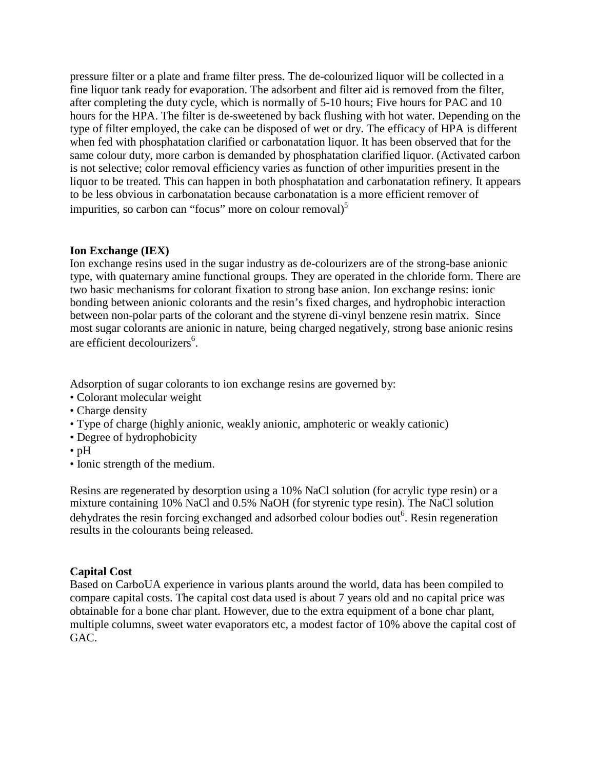pressure filter or a plate and frame filter press. The de-colourized liquor will be collected in a fine liquor tank ready for evaporation. The adsorbent and filter aid is removed from the filter, after completing the duty cycle, which is normally of 5-10 hours; Five hours for PAC and 10 hours for the HPA. The filter is de-sweetened by back flushing with hot water. Depending on the type of filter employed, the cake can be disposed of wet or dry. The efficacy of HPA is different when fed with phosphatation clarified or carbonatation liquor. It has been observed that for the same colour duty, more carbon is demanded by phosphatation clarified liquor. (Activated carbon is not selective; color removal efficiency varies as function of other impurities present in the liquor to be treated. This can happen in both phosphatation and carbonatation refinery. It appears to be less obvious in carbonatation because carbonatation is a more efficient remover of impurities, so carbon can "focus" more on colour removal)[5]

**Ion Exchange (IEX)**

Ion exchange resins used in the sugar industry as de-colourizers are of the strong-base anionic type, with quaternary amine functional groups. They are operated in the chloride form. There are two basic mechanisms for colorant fixation to strong base anion. Ion exchange resins: ionic bonding between anionic colorants and the resin's fixed charges, and hydrophobic interaction between non-polar parts of the colorant and the styrene di-vinyl benzene resin matrix. Since most sugar colorants are anionic in nature, being charged negatively, strong base anionic resins are efficient decolourizers[6].

Adsorption of sugar colorants to ion exchange resins are governed by:

- Colorant molecular weight
- Charge density
- Type of charge (highly anionic, weakly anionic, amphoteric or weakly cationic)
- Degree of hydrophobicity
- pH
- Ionic strength of the medium.

Resins are regenerated by desorption using a 10% NaCl solution (for acrylic type resin) or a mixture containing 10% NaCl and 0.5% NaOH (for styrenic type resin). The NaCl solution dehydrates the resin forcing exchanged and adsorbed colour bodies out[6]. Resin regeneration results in the colourants being released.

**Capital Cost**

Based on CarboUA experience in various plants around the world, data has been compiled to compare capital costs. The capital cost data used is about 7 years old and no capital price was obtainable for a bone char plant. However, due to the extra equipment of a bone char plant, multiple columns, sweet water evaporators etc, a modest factor of 10% above the capital cost of GAC.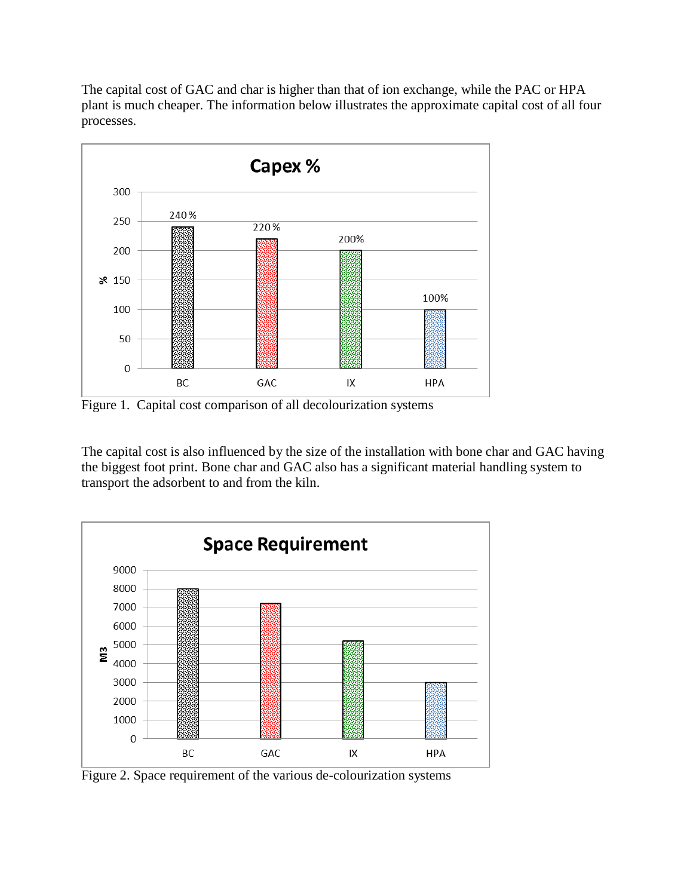The capital cost of GAC and char is higher than that of ion exchange, while the PAC or HPA plant is much cheaper. The information below illustrates the approximate capital cost of all four processes.

| | BC | GAC | IX | HPA |
|---|---|---|---|---|
| Capex % | 240 % | 220 % | 200% | 100% |

Figure 1. Capital cost comparison of all decolourization systems

The capital cost is also influenced by the size of the installation with bone char and GAC having the biggest foot print. Bone char and GAC also has a significant material handling system to transport the adsorbent to and from the kiln.

Figure 2. Space requirement of the various de-colourization systems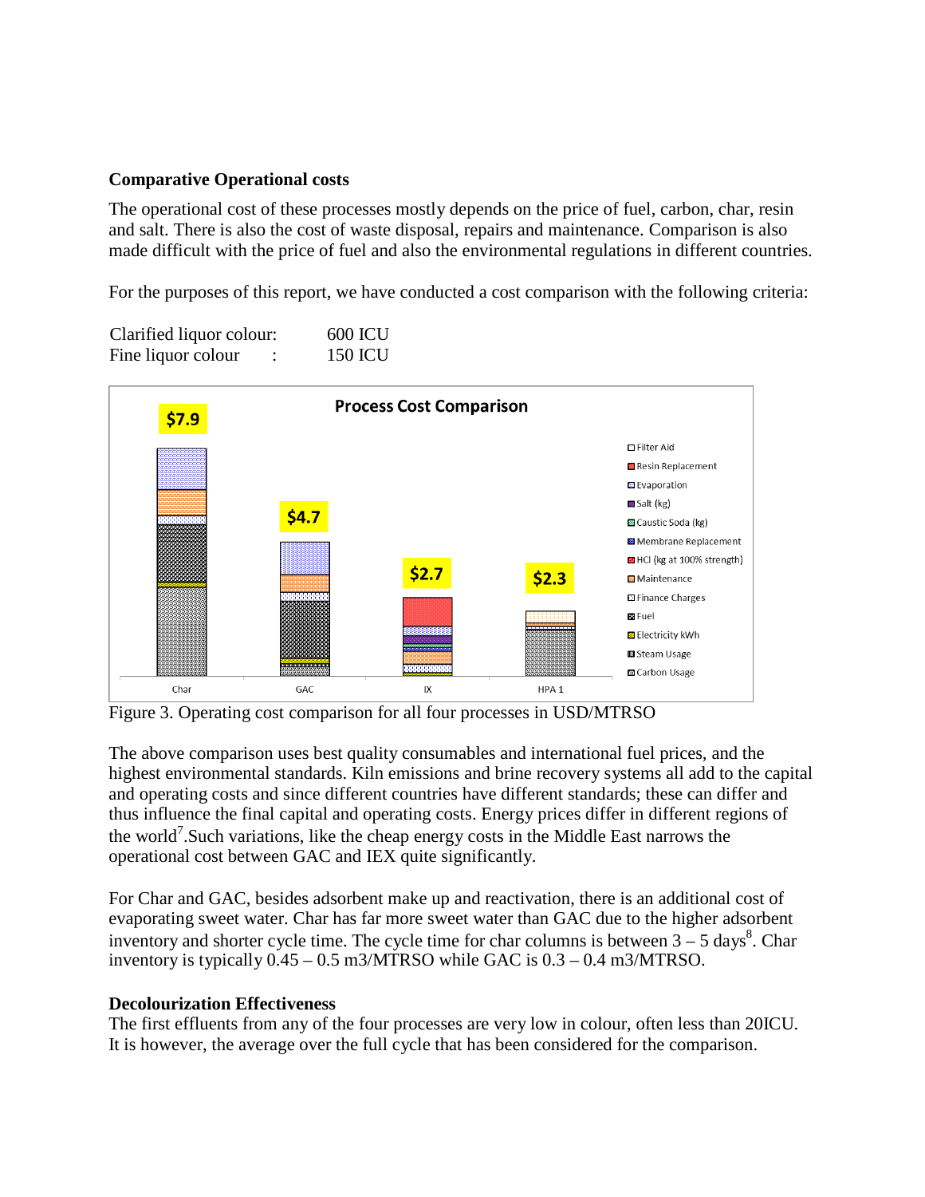**Comparative Operational costs**

The operational cost of these processes mostly depends on the price of fuel, carbon, char, resin and salt. There is also the cost of waste disposal, repairs and maintenance. Comparison is also made difficult with the price of fuel and also the environmental regulations in different countries.

For the purposes of this report, we have conducted a cost comparison with the following criteria:

Clarified liquor colour: 600 ICU
Fine liquor colour : 150 ICU

Figure 3. Operating cost comparison for all four processes in USD/MTRSO

The above comparison uses best quality consumables and international fuel prices, and the highest environmental standards. Kiln emissions and brine recovery systems all add to the capital and operating costs and since different countries have different standards; these can differ and thus influence the final capital and operating costs. Energy prices differ in different regions of the world[7].Such variations, like the cheap energy costs in the Middle East narrows the operational cost between GAC and IEX quite significantly.

For Char and GAC, besides adsorbent make up and reactivation, there is an additional cost of evaporating sweet water. Char has far more sweet water than GAC due to the higher adsorbent inventory and shorter cycle time. The cycle time for char columns is between 3 – 5 days[8]. Char inventory is typically 0.45 – 0.5 m3/MTRSO while GAC is 0.3 – 0.4 m3/MTRSO.

**Decolourization Effectiveness**

The first effluents from any of the four processes are very low in colour, often less than 20ICU. It is however, the average over the full cycle that has been considered for the comparison.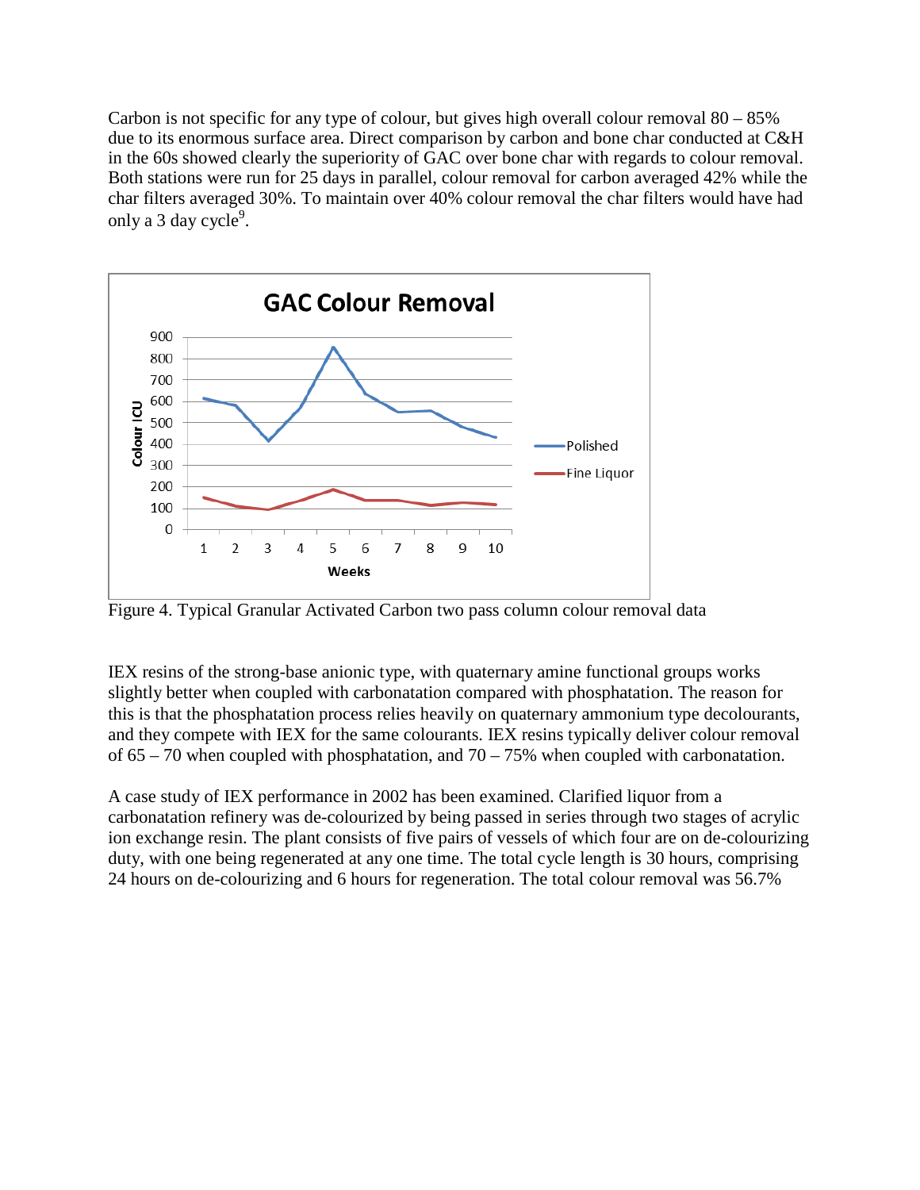Carbon is not specific for any type of colour, but gives high overall colour removal 80 – 85% due to its enormous surface area. Direct comparison by carbon and bone char conducted at C&H in the 60s showed clearly the superiority of GAC over bone char with regards to colour removal. Both stations were run for 25 days in parallel, colour removal for carbon averaged 42% while the char filters averaged 30%. To maintain over 40% colour removal the char filters would have had only a 3 day cycle[9].

Figure 4. Typical Granular Activated Carbon two pass column colour removal data

IEX resins of the strong-base anionic type, with quaternary amine functional groups works slightly better when coupled with carbonatation compared with phosphatation. The reason for this is that the phosphatation process relies heavily on quaternary ammonium type decolourants, and they compete with IEX for the same colourants. IEX resins typically deliver colour removal of 65 – 70 when coupled with phosphatation, and 70 – 75% when coupled with carbonatation.

A case study of IEX performance in 2002 has been examined. Clarified liquor from a carbonatation refinery was de-colourized by being passed in series through two stages of acrylic ion exchange resin. The plant consists of five pairs of vessels of which four are on de-colourizing duty, with one being regenerated at any one time. The total cycle length is 30 hours, comprising 24 hours on de-colourizing and 6 hours for regeneration. The total colour removal was 56.7%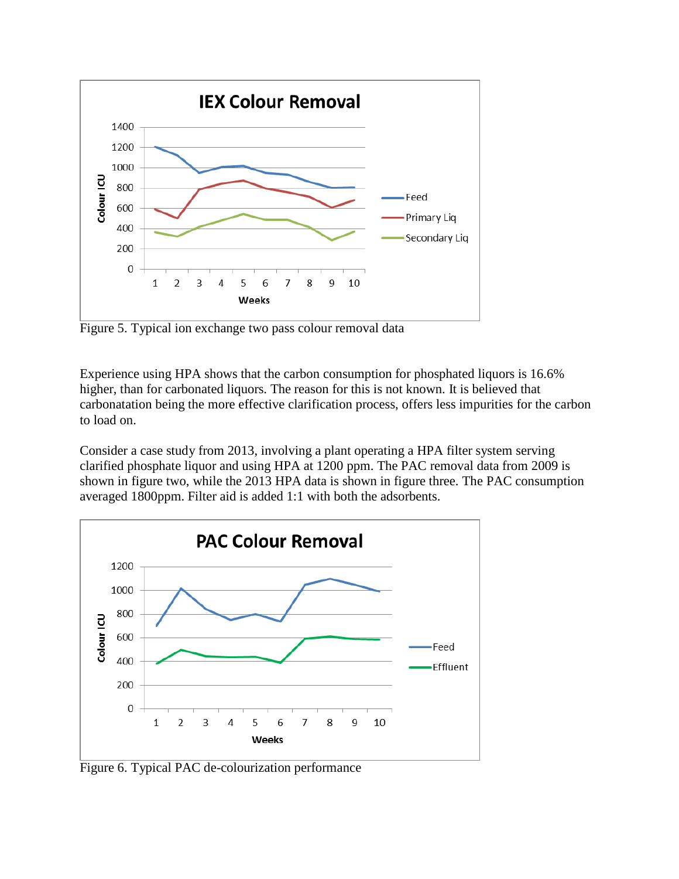Figure 5. Typical ion exchange two pass colour removal data

Experience using HPA shows that the carbon consumption for phosphated liquors is 16.6% higher, than for carbonated liquors. The reason for this is not known. It is believed that carbonatation being the more effective clarification process, offers less impurities for the carbon to load on.

Consider a case study from 2013, involving a plant operating a HPA filter system serving clarified phosphate liquor and using HPA at 1200 ppm. The PAC removal data from 2009 is shown in figure two, while the 2013 HPA data is shown in figure three. The PAC consumption averaged 1800ppm. Filter aid is added 1:1 with both the adsorbents.

Figure 6. Typical PAC de-colourization performance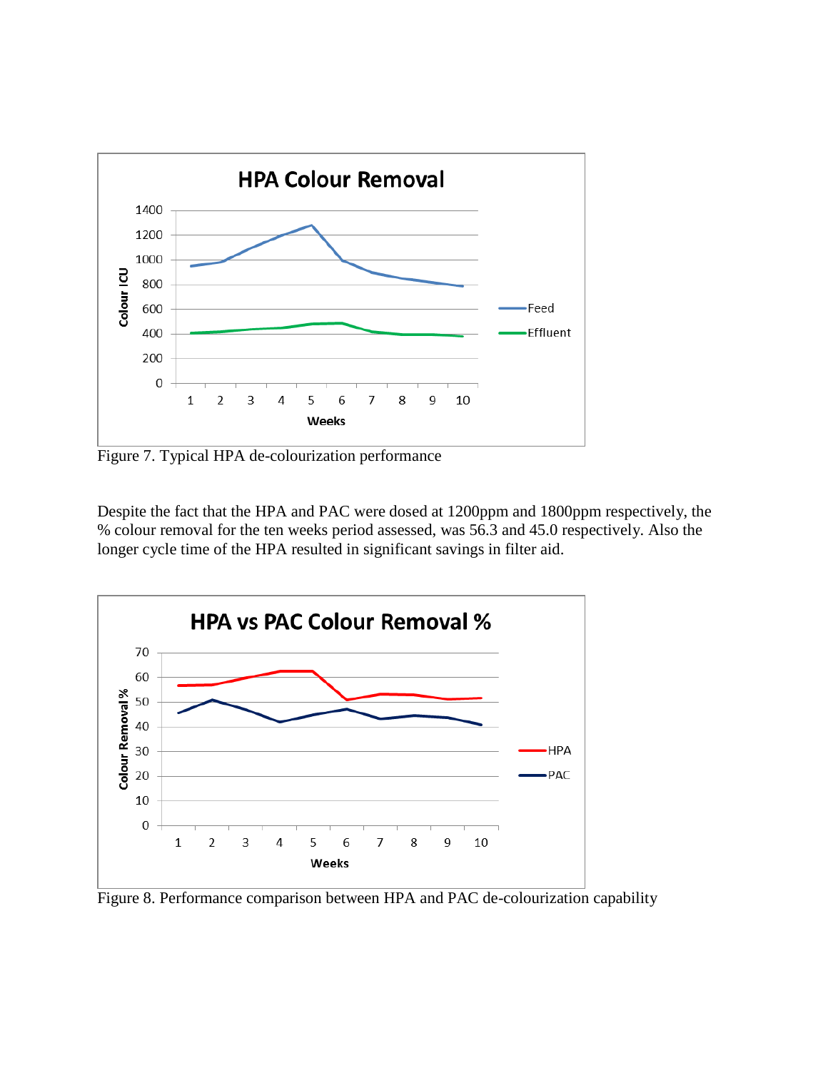Figure 7. Typical HPA de-colourization performance

Despite the fact that the HPA and PAC were dosed at 1200ppm and 1800ppm respectively, the % colour removal for the ten weeks period assessed, was 56.3 and 45.0 respectively. Also the longer cycle time of the HPA resulted in significant savings in filter aid.

Figure 8. Performance comparison between HPA and PAC de-colourization capability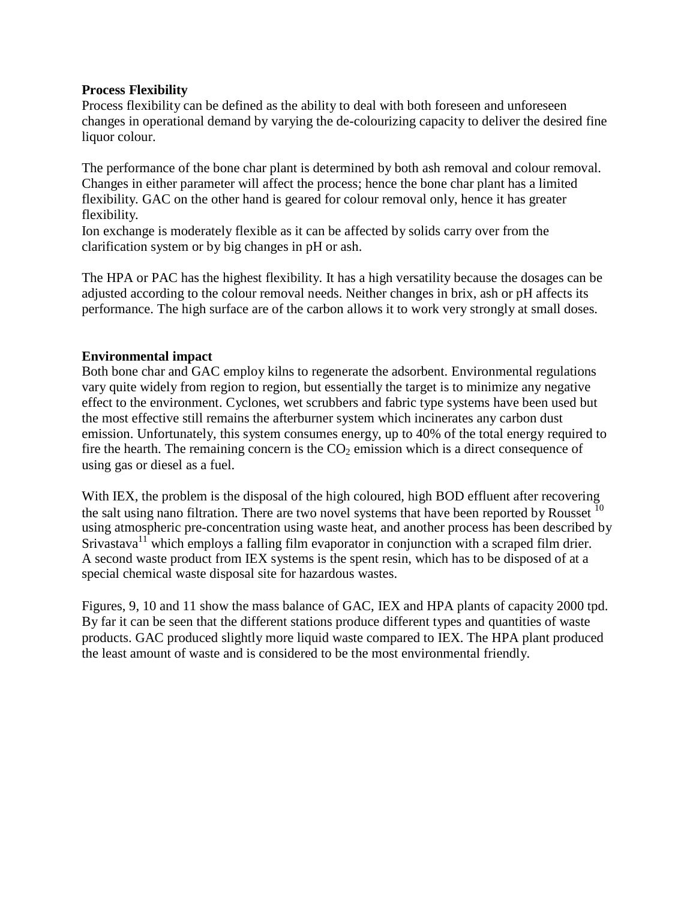**Process Flexibility**

Process flexibility can be defined as the ability to deal with both foreseen and unforeseen changes in operational demand by varying the de-colourizing capacity to deliver the desired fine liquor colour.

The performance of the bone char plant is determined by both ash removal and colour removal. Changes in either parameter will affect the process; hence the bone char plant has a limited flexibility. GAC on the other hand is geared for colour removal only, hence it has greater flexibility.

Ion exchange is moderately flexible as it can be affected by solids carry over from the clarification system or by big changes in pH or ash.

The HPA or PAC has the highest flexibility. It has a high versatility because the dosages can be adjusted according to the colour removal needs. Neither changes in brix, ash or pH affects its performance. The high surface are of the carbon allows it to work very strongly at small doses.

**Environmental impact**

Both bone char and GAC employ kilns to regenerate the adsorbent. Environmental regulations vary quite widely from region to region, but essentially the target is to minimize any negative effect to the environment. Cyclones, wet scrubbers and fabric type systems have been used but the most effective still remains the afterburner system which incinerates any carbon dust emission. Unfortunately, this system consumes energy, up to 40% of the total energy required to fire the hearth. The remaining concern is the $CO_2$ emission which is a direct consequence of using gas or diesel as a fuel.

With IEX, the problem is the disposal of the high coloured, high BOD effluent after recovering the salt using nano filtration. There are two novel systems that have been reported by Rousset [10] using atmospheric pre-concentration using waste heat, and another process has been described by Srivastava[11] which employs a falling film evaporator in conjunction with a scraped film drier. A second waste product from IEX systems is the spent resin, which has to be disposed of at a special chemical waste disposal site for hazardous wastes.

Figures, 9, 10 and 11 show the mass balance of GAC, IEX and HPA plants of capacity 2000 tpd. By far it can be seen that the different stations produce different types and quantities of waste products. GAC produced slightly more liquid waste compared to IEX. The HPA plant produced the least amount of waste and is considered to be the most environmental friendly.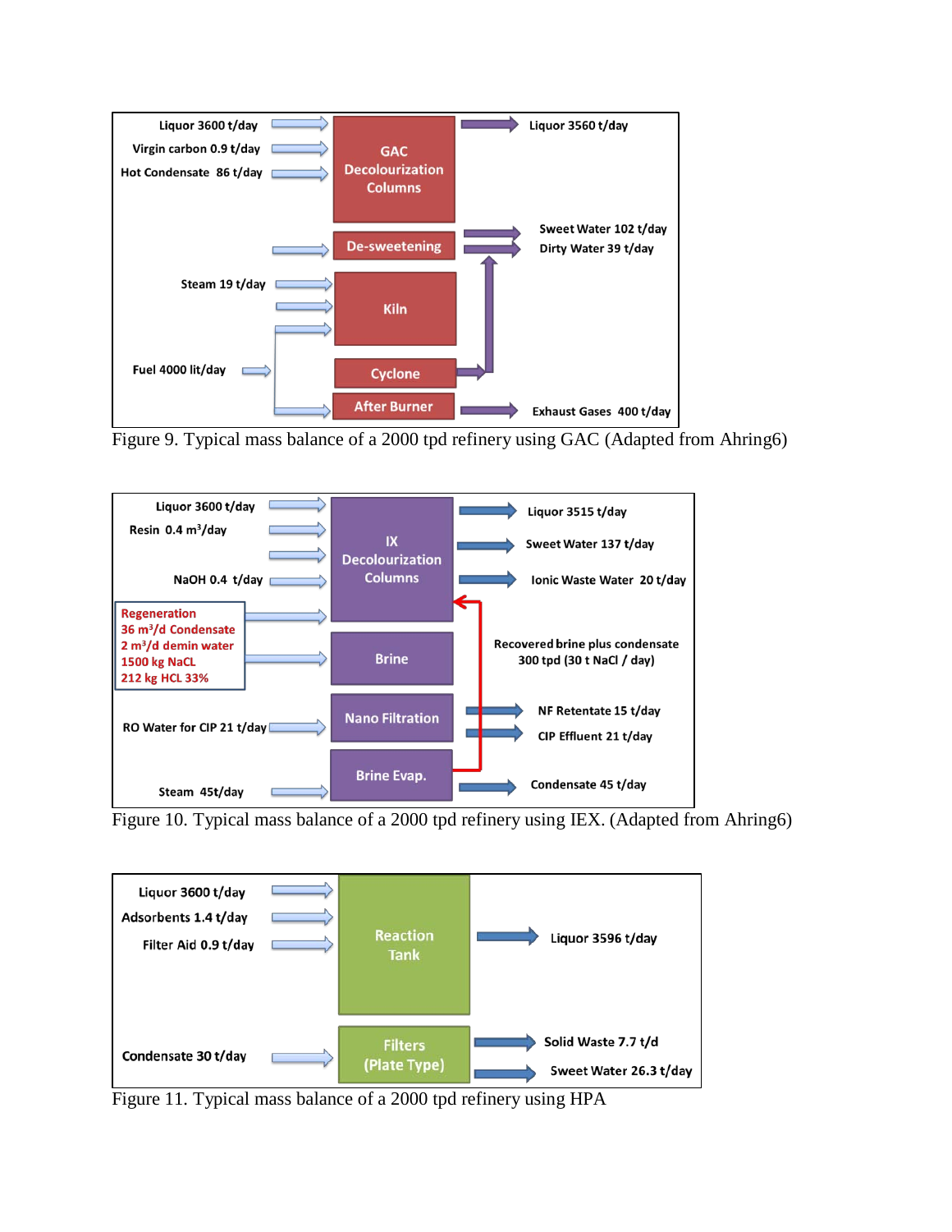Liquor 3600 t/day
Virgin carbon 0.9 t/day
Hot Condensate 86 t/day

GAC Decolourization Columns

Liquor 3560 t/day

De-sweetening

Sweet Water 102 t/day
Dirty Water 39 t/day

Steam 19 t/day

Kiln

Fuel 4000 lit/day

Cyclone

After Burner

Exhaust Gases 400 t/day

Figure 9. Typical mass balance of a 2000 tpd refinery using GAC (Adapted from Ahring6)

Liquor 3600 t/day
Resin 0.4 $m^3$/day
NaOH 0.4 t/day

IX Decolourization Columns

Liquor 3515 t/day
Sweet Water 137 t/day
Ionic Waste Water 20 t/day

Regeneration
36 $m^3$/d Condensate
2 $m^3$/d demin water
1500 kg NaCL
212 kg HCL 33%

Brine

Recovered brine plus condensate
300 tpd (30 t NaCl / day)

RO Water for CIP 21 t/day

Nano Filtration

NF Retentate 15 t/day
CIP Effluent 21 t/day

Steam 45t/day

Brine Evap.

Condensate 45 t/day

Figure 10. Typical mass balance of a 2000 tpd refinery using IEX. (Adapted from Ahring6)

Liquor 3600 t/day
Adsorbents 1.4 t/day
Filter Aid 0.9 t/day

Reaction Tank

Liquor 3596 t/day

Condensate 30 t/day

Filters (Plate Type)

Solid Waste 7.7 t/d
Sweet Water 26.3 t/day

Figure 11. Typical mass balance of a 2000 tpd refinery using HPA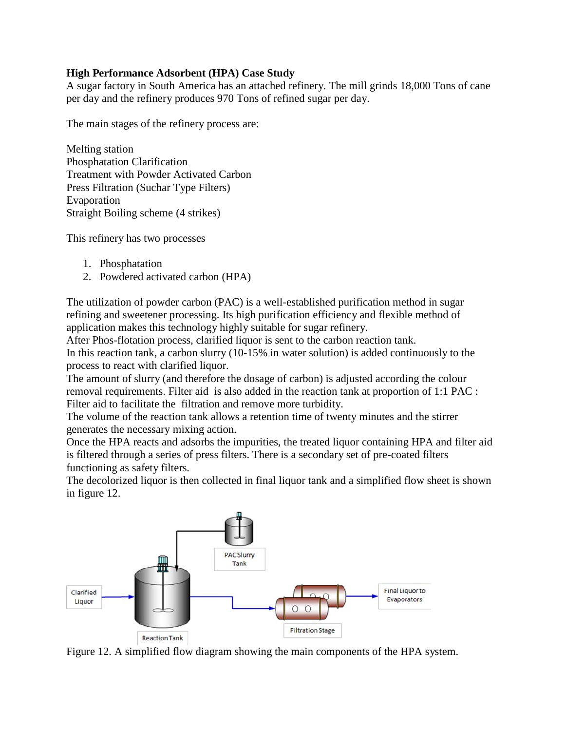**High Performance Adsorbent (HPA) Case Study**

A sugar factory in South America has an attached refinery. The mill grinds 18,000 Tons of cane per day and the refinery produces 970 Tons of refined sugar per day.

The main stages of the refinery process are:

Melting station
Phosphatation Clarification
Treatment with Powder Activated Carbon
Press Filtration (Suchar Type Filters)
Evaporation
Straight Boiling scheme (4 strikes)

This refinery has two processes

1. Phosphatation
2. Powdered activated carbon (HPA)

The utilization of powder carbon (PAC) is a well-established purification method in sugar refining and sweetener processing. Its high purification efficiency and flexible method of application makes this technology highly suitable for sugar refinery.
After Phos-flotation process, clarified liquor is sent to the carbon reaction tank.
In this reaction tank, a carbon slurry (10-15% in water solution) is added continuously to the process to react with clarified liquor.
The amount of slurry (and therefore the dosage of carbon) is adjusted according the colour removal requirements. Filter aid is also added in the reaction tank at proportion of 1:1 PAC : Filter aid to facilitate the filtration and remove more turbidity.
The volume of the reaction tank allows a retention time of twenty minutes and the stirrer generates the necessary mixing action.
Once the HPA reacts and adsorbs the impurities, the treated liquor containing HPA and filter aid is filtered through a series of press filters. There is a secondary set of pre-coated filters functioning as safety filters.
The decolorized liquor is then collected in final liquor tank and a simplified flow sheet is shown in figure 12.

Figure 12. A simplified flow diagram showing the main components of the HPA system.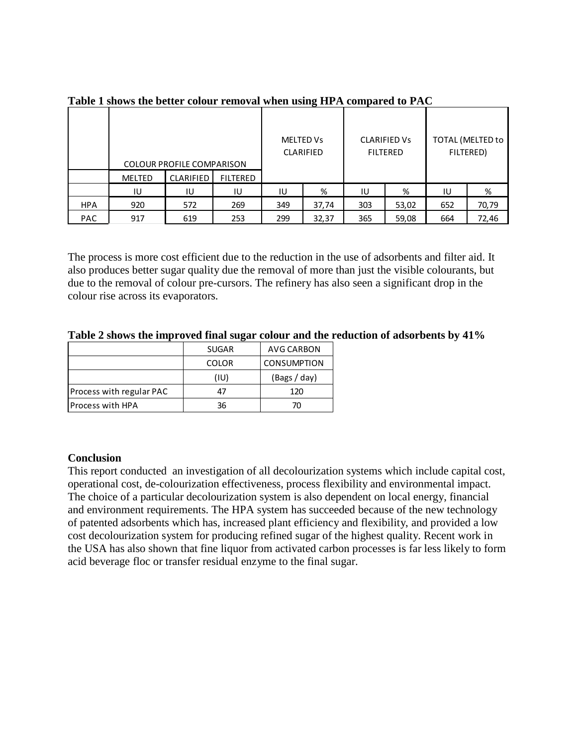**Table 1 shows the better colour removal when using HPA compared to PAC**

| | COLOUR PROFILE COMPARISON | | | MELTED Vs CLARIFIED | | CLARIFIED Vs FILTERED | | TOTAL (MELTED to FILTERED) | |
|---|---|---|---|---|---|---|---|---|---|
| | MELTED | CLARIFIED | FILTERED | | | | | | |
| | IU | IU | IU | IU | % | IU | % | IU | % |
| HPA | 920 | 572 | 269 | 349 | 37,74 | 303 | 53,02 | 652 | 70,79 |
| PAC | 917 | 619 | 253 | 299 | 32,37 | 365 | 59,08 | 664 | 72,46 |

The process is more cost efficient due to the reduction in the use of adsorbents and filter aid. It also produces better sugar quality due the removal of more than just the visible colourants, but due to the removal of colour pre-cursors. The refinery has also seen a significant drop in the colour rise across its evaporators.

**Table 2 shows the improved final sugar colour and the reduction of adsorbents by 41%**

| | SUGAR COLOR (IU) | AVG CARBON CONSUMPTION (Bags / day) |
|---|---|---|
| Process with regular PAC | 47 | 120 |
| Process with HPA | 36 | 70 |

**Conclusion**

This report conducted an investigation of all decolourization systems which include capital cost, operational cost, de-colourization effectiveness, process flexibility and environmental impact. The choice of a particular decolourization system is also dependent on local energy, financial and environment requirements. The HPA system has succeeded because of the new technology of patented adsorbents which has, increased plant efficiency and flexibility, and provided a low cost decolourization system for producing refined sugar of the highest quality. Recent work in the USA has also shown that fine liquor from activated carbon processes is far less likely to form acid beverage floc or transfer residual enzyme to the final sugar.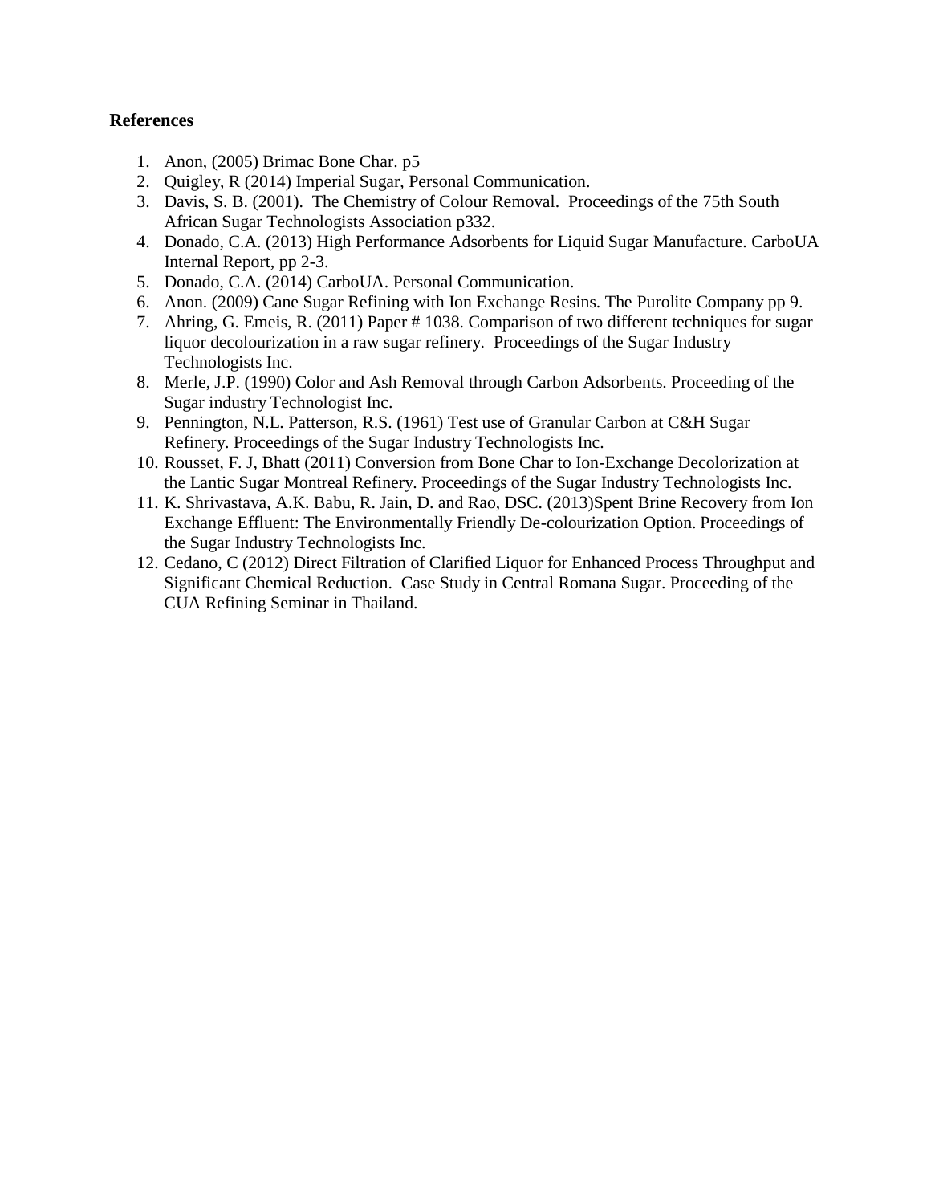**References**

1. Anon, (2005) Brimac Bone Char. p5
2. Quigley, R (2014) Imperial Sugar, Personal Communication.
3. Davis, S. B. (2001). The Chemistry of Colour Removal. Proceedings of the 75th South African Sugar Technologists Association p332.
4. Donado, C.A. (2013) High Performance Adsorbents for Liquid Sugar Manufacture. CarboUA Internal Report, pp 2-3.
5. Donado, C.A. (2014) CarboUA. Personal Communication.
6. Anon. (2009) Cane Sugar Refining with Ion Exchange Resins. The Purolite Company pp 9.
7. Ahring, G. Emeis, R. (2011) Paper # 1038. Comparison of two different techniques for sugar liquor decolourization in a raw sugar refinery. Proceedings of the Sugar Industry Technologists Inc.
8. Merle, J.P. (1990) Color and Ash Removal through Carbon Adsorbents. Proceeding of the Sugar industry Technologist Inc.
9. Pennington, N.L. Patterson, R.S. (1961) Test use of Granular Carbon at C&H Sugar Refinery. Proceedings of the Sugar Industry Technologists Inc.
10. Rousset, F. J, Bhatt (2011) Conversion from Bone Char to Ion-Exchange Decolorization at the Lantic Sugar Montreal Refinery. Proceedings of the Sugar Industry Technologists Inc.
11. K. Shrivastava, A.K. Babu, R. Jain, D. and Rao, DSC. (2013)Spent Brine Recovery from Ion Exchange Effluent: The Environmentally Friendly De-colourization Option. Proceedings of the Sugar Industry Technologists Inc.
12. Cedano, C (2012) Direct Filtration of Clarified Liquor for Enhanced Process Throughput and Significant Chemical Reduction. Case Study in Central Romana Sugar. Proceeding of the CUA Refining Seminar in Thailand.